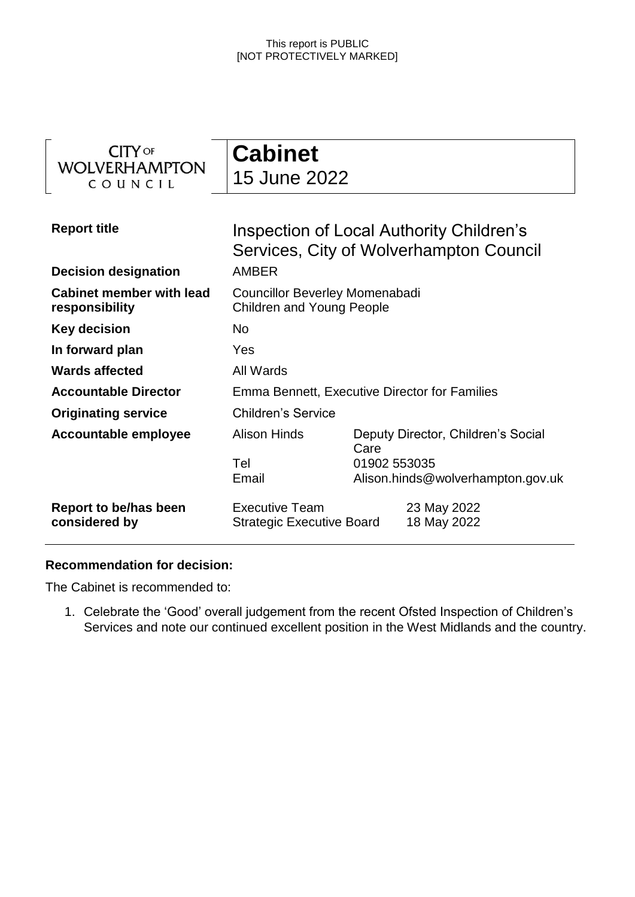This report is PUBLIC
[NOT PROTECTIVELY MARKED]

CITY OF WOLVERHAMPTON COUNCIL

# Cabinet
15 June 2022

| | | |
|---|---|---|
| **Report title** | Inspection of Local Authority Children's Services, City of Wolverhampton Council | |
| **Decision designation** | AMBER | |
| **Cabinet member with lead responsibility** | Councillor Beverley Momenabadi<br>Children and Young People | |
| **Key decision** | No | |
| **In forward plan** | Yes | |
| **Wards affected** | All Wards | |
| **Accountable Director** | Emma Bennett, Executive Director for Families | |
| **Originating service** | Children's Service | |
| **Accountable employee** | Alison Hinds | Deputy Director, Children's Social Care |
| | Tel | 01902 553035 |
| | Email | Alison.hinds@wolverhampton.gov.uk |
| **Report to be/has been considered by** | Executive Team | 23 May 2022 |
| | Strategic Executive Board | 18 May 2022 |

**Recommendation for decision:**

The Cabinet is recommended to:

1. Celebrate the 'Good' overall judgement from the recent Ofsted Inspection of Children's Services and note our continued excellent position in the West Midlands and the country.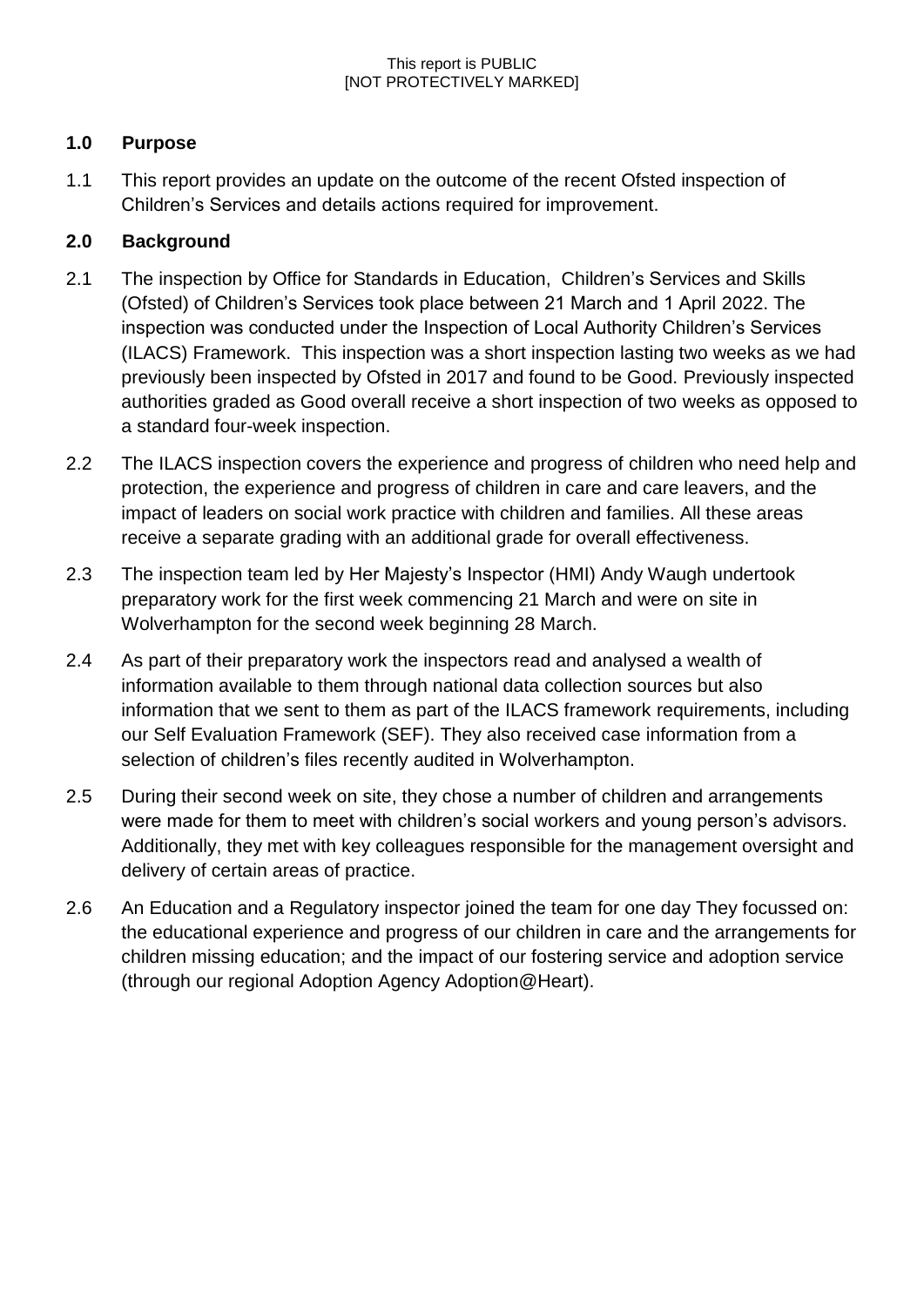## 1.0 Purpose

1.1 This report provides an update on the outcome of the recent Ofsted inspection of Children's Services and details actions required for improvement.

## 2.0 Background

2.1 The inspection by Office for Standards in Education, Children's Services and Skills (Ofsted) of Children's Services took place between 21 March and 1 April 2022. The inspection was conducted under the Inspection of Local Authority Children's Services (ILACS) Framework. This inspection was a short inspection lasting two weeks as we had previously been inspected by Ofsted in 2017 and found to be Good. Previously inspected authorities graded as Good overall receive a short inspection of two weeks as opposed to a standard four-week inspection.

2.2 The ILACS inspection covers the experience and progress of children who need help and protection, the experience and progress of children in care and care leavers, and the impact of leaders on social work practice with children and families. All these areas receive a separate grading with an additional grade for overall effectiveness.

2.3 The inspection team led by Her Majesty's Inspector (HMI) Andy Waugh undertook preparatory work for the first week commencing 21 March and were on site in Wolverhampton for the second week beginning 28 March.

2.4 As part of their preparatory work the inspectors read and analysed a wealth of information available to them through national data collection sources but also information that we sent to them as part of the ILACS framework requirements, including our Self Evaluation Framework (SEF). They also received case information from a selection of children's files recently audited in Wolverhampton.

2.5 During their second week on site, they chose a number of children and arrangements were made for them to meet with children's social workers and young person's advisors. Additionally, they met with key colleagues responsible for the management oversight and delivery of certain areas of practice.

2.6 An Education and a Regulatory inspector joined the team for one day They focussed on: the educational experience and progress of our children in care and the arrangements for children missing education; and the impact of our fostering service and adoption service (through our regional Adoption Agency Adoption@Heart).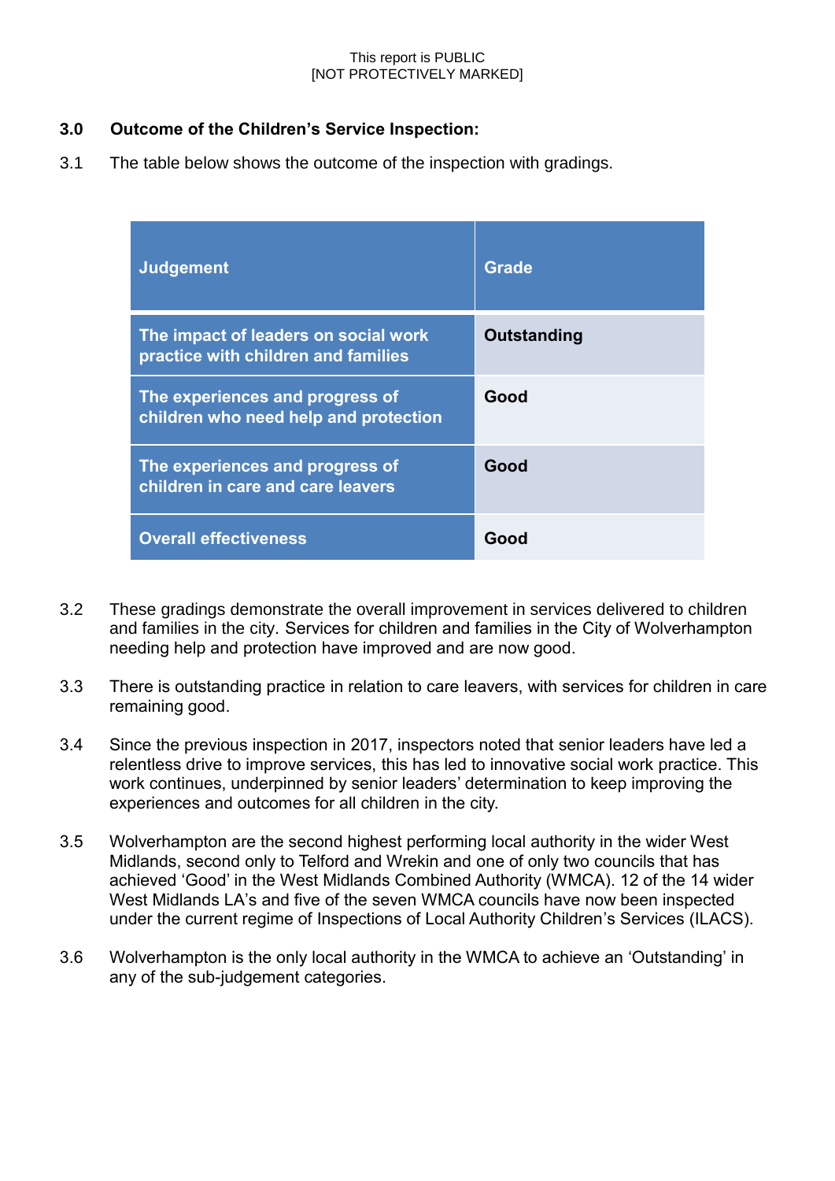## 3.0 Outcome of the Children's Service Inspection:

3.1 The table below shows the outcome of the inspection with gradings.

| Judgement | Grade |
|---|---|
| The impact of leaders on social work practice with children and families | Outstanding |
| The experiences and progress of children who need help and protection | Good |
| The experiences and progress of children in care and care leavers | Good |
| Overall effectiveness | Good |

3.2 These gradings demonstrate the overall improvement in services delivered to children and families in the city. Services for children and families in the City of Wolverhampton needing help and protection have improved and are now good.

3.3 There is outstanding practice in relation to care leavers, with services for children in care remaining good.

3.4 Since the previous inspection in 2017, inspectors noted that senior leaders have led a relentless drive to improve services, this has led to innovative social work practice. This work continues, underpinned by senior leaders' determination to keep improving the experiences and outcomes for all children in the city.

3.5 Wolverhampton are the second highest performing local authority in the wider West Midlands, second only to Telford and Wrekin and one of only two councils that has achieved 'Good' in the West Midlands Combined Authority (WMCA). 12 of the 14 wider West Midlands LA's and five of the seven WMCA councils have now been inspected under the current regime of Inspections of Local Authority Children's Services (ILACS).

3.6 Wolverhampton is the only local authority in the WMCA to achieve an 'Outstanding' in any of the sub-judgement categories.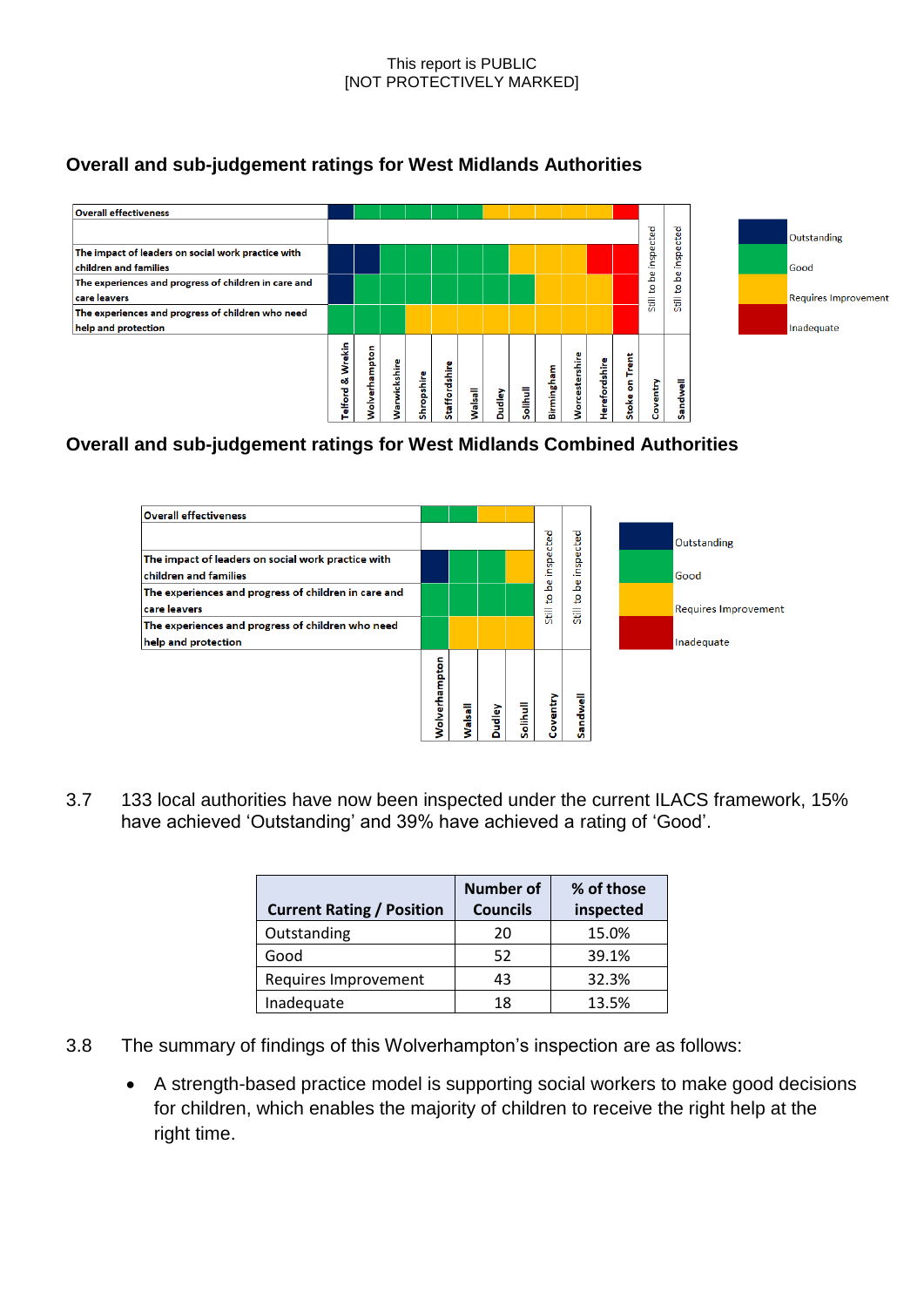## Overall and sub-judgement ratings for West Midlands Authorities

| | Telford & Wrekin | Wolverhampton | Warwickshire | Shropshire | Staffordshire | Walsall | Dudley | Solihull | Birmingham | Worcestershire | Herefordshire | Stoke on Trent | Coventry | Sandwell |
|---|---|---|---|---|---|---|---|---|---|---|---|---|---|---|
| Overall effectiveness | Outstanding | Good | Good | Good | Good | Good | Requires Improvement | Requires Improvement | Requires Improvement | Requires Improvement | Requires Improvement | Inadequate | Still to be inspected | Still to be inspected |
| The impact of leaders on social work practice with children and families | Outstanding | Outstanding | Good | Good | Good | Good | Good | Requires Improvement | Requires Improvement | Requires Improvement | Inadequate | Inadequate | Still to be inspected | Still to be inspected |
| The experiences and progress of children in care and care leavers | Outstanding | Good | Good | Good | Good | Good | Good | Good | Requires Improvement | Requires Improvement | Requires Improvement | Inadequate | Still to be inspected | Still to be inspected |
| The experiences and progress of children who need help and protection | Good | Good | Good | Requires Improvement | Requires Improvement | Requires Improvement | Requires Improvement | Requires Improvement | Requires Improvement | Requires Improvement | Requires Improvement | Inadequate | Still to be inspected | Still to be inspected |

Key: Outstanding, Good, Requires Improvement, Inadequate

## Overall and sub-judgement ratings for West Midlands Combined Authorities

| | Wolverhampton | Walsall | Dudley | Solihull | Coventry | Sandwell |
|---|---|---|---|---|---|---|
| Overall effectiveness | Good | Good | Requires Improvement | Requires Improvement | Still to be inspected | Still to be inspected |
| The impact of leaders on social work practice with children and families | Outstanding | Good | Good | Requires Improvement | Still to be inspected | Still to be inspected |
| The experiences and progress of children in care and care leavers | Good | Good | Good | Good | Still to be inspected | Still to be inspected |
| The experiences and progress of children who need help and protection | Good | Requires Improvement | Requires Improvement | Requires Improvement | Still to be inspected | Still to be inspected |

Key: Outstanding, Good, Requires Improvement, Inadequate

3.7 133 local authorities have now been inspected under the current ILACS framework, 15% have achieved ‘Outstanding’ and 39% have achieved a rating of ‘Good’.

| Current Rating / Position | Number of Councils | % of those inspected |
|---|---|---|
| Outstanding | 20 | 15.0% |
| Good | 52 | 39.1% |
| Requires Improvement | 43 | 32.3% |
| Inadequate | 18 | 13.5% |

3.8 The summary of findings of this Wolverhampton’s inspection are as follows:

- A strength-based practice model is supporting social workers to make good decisions for children, which enables the majority of children to receive the right help at the right time.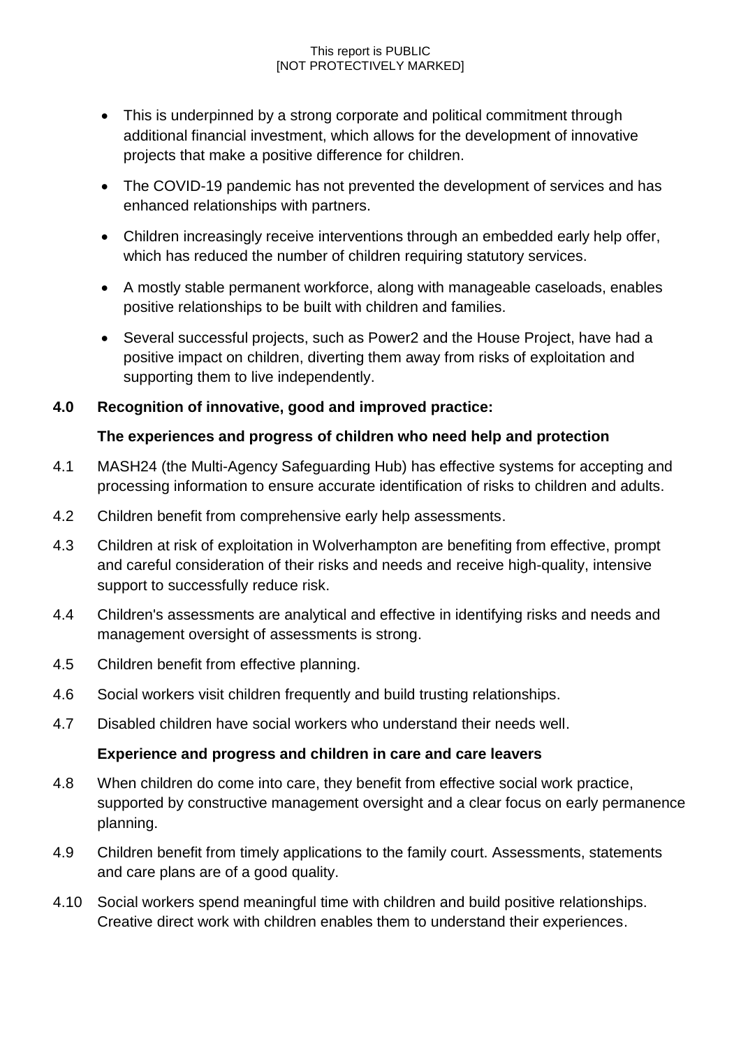- This is underpinned by a strong corporate and political commitment through additional financial investment, which allows for the development of innovative projects that make a positive difference for children.
- The COVID-19 pandemic has not prevented the development of services and has enhanced relationships with partners.
- Children increasingly receive interventions through an embedded early help offer, which has reduced the number of children requiring statutory services.
- A mostly stable permanent workforce, along with manageable caseloads, enables positive relationships to be built with children and families.
- Several successful projects, such as Power2 and the House Project, have had a positive impact on children, diverting them away from risks of exploitation and supporting them to live independently.

## 4.0 Recognition of innovative, good and improved practice:

**The experiences and progress of children who need help and protection**

4.1 MASH24 (the Multi-Agency Safeguarding Hub) has effective systems for accepting and processing information to ensure accurate identification of risks to children and adults.

4.2 Children benefit from comprehensive early help assessments.

4.3 Children at risk of exploitation in Wolverhampton are benefiting from effective, prompt and careful consideration of their risks and needs and receive high-quality, intensive support to successfully reduce risk.

4.4 Children's assessments are analytical and effective in identifying risks and needs and management oversight of assessments is strong.

4.5 Children benefit from effective planning.

4.6 Social workers visit children frequently and build trusting relationships.

4.7 Disabled children have social workers who understand their needs well.

**Experience and progress and children in care and care leavers**

4.8 When children do come into care, they benefit from effective social work practice, supported by constructive management oversight and a clear focus on early permanence planning.

4.9 Children benefit from timely applications to the family court. Assessments, statements and care plans are of a good quality.

4.10 Social workers spend meaningful time with children and build positive relationships. Creative direct work with children enables them to understand their experiences.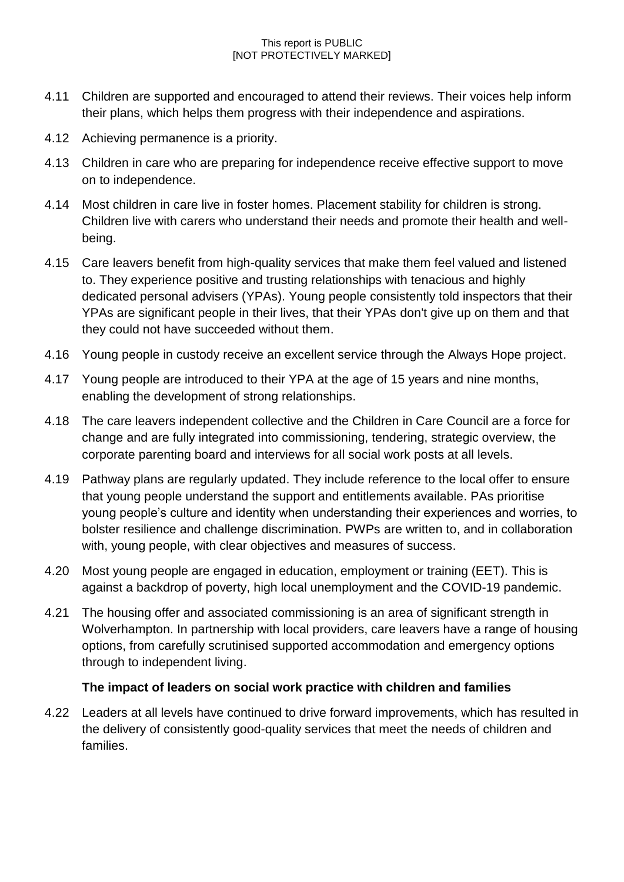4.11 Children are supported and encouraged to attend their reviews. Their voices help inform their plans, which helps them progress with their independence and aspirations.

4.12 Achieving permanence is a priority.

4.13 Children in care who are preparing for independence receive effective support to move on to independence.

4.14 Most children in care live in foster homes. Placement stability for children is strong. Children live with carers who understand their needs and promote their health and well-being.

4.15 Care leavers benefit from high-quality services that make them feel valued and listened to. They experience positive and trusting relationships with tenacious and highly dedicated personal advisers (YPAs). Young people consistently told inspectors that their YPAs are significant people in their lives, that their YPAs don't give up on them and that they could not have succeeded without them.

4.16 Young people in custody receive an excellent service through the Always Hope project.

4.17 Young people are introduced to their YPA at the age of 15 years and nine months, enabling the development of strong relationships.

4.18 The care leavers independent collective and the Children in Care Council are a force for change and are fully integrated into commissioning, tendering, strategic overview, the corporate parenting board and interviews for all social work posts at all levels.

4.19 Pathway plans are regularly updated. They include reference to the local offer to ensure that young people understand the support and entitlements available. PAs prioritise young people's culture and identity when understanding their experiences and worries, to bolster resilience and challenge discrimination. PWPs are written to, and in collaboration with, young people, with clear objectives and measures of success.

4.20 Most young people are engaged in education, employment or training (EET). This is against a backdrop of poverty, high local unemployment and the COVID-19 pandemic.

4.21 The housing offer and associated commissioning is an area of significant strength in Wolverhampton. In partnership with local providers, care leavers have a range of housing options, from carefully scrutinised supported accommodation and emergency options through to independent living.

**The impact of leaders on social work practice with children and families**

4.22 Leaders at all levels have continued to drive forward improvements, which has resulted in the delivery of consistently good-quality services that meet the needs of children and families.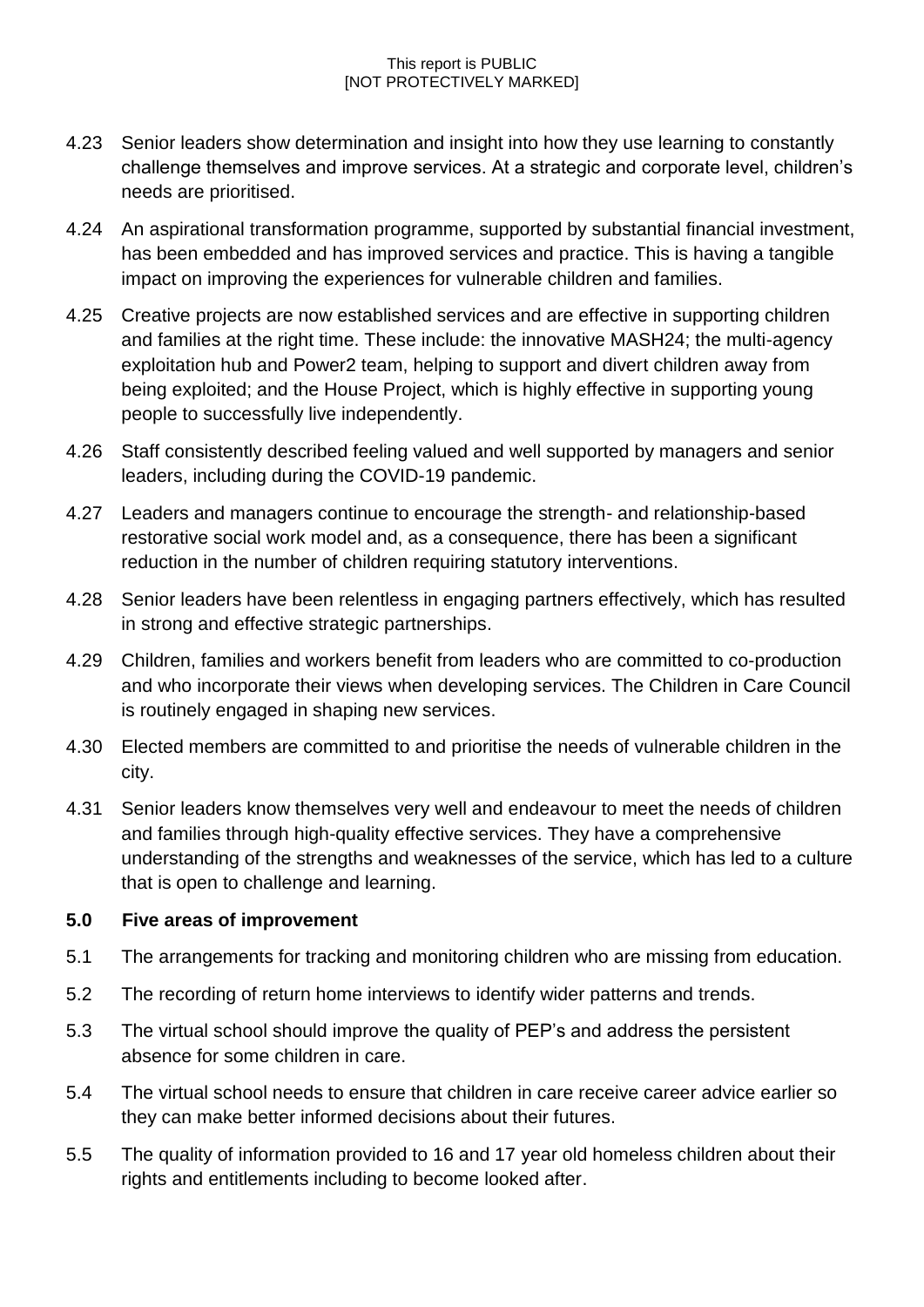4.23 Senior leaders show determination and insight into how they use learning to constantly challenge themselves and improve services. At a strategic and corporate level, children's needs are prioritised.

4.24 An aspirational transformation programme, supported by substantial financial investment, has been embedded and has improved services and practice. This is having a tangible impact on improving the experiences for vulnerable children and families.

4.25 Creative projects are now established services and are effective in supporting children and families at the right time. These include: the innovative MASH24; the multi-agency exploitation hub and Power2 team, helping to support and divert children away from being exploited; and the House Project, which is highly effective in supporting young people to successfully live independently.

4.26 Staff consistently described feeling valued and well supported by managers and senior leaders, including during the COVID-19 pandemic.

4.27 Leaders and managers continue to encourage the strength- and relationship-based restorative social work model and, as a consequence, there has been a significant reduction in the number of children requiring statutory interventions.

4.28 Senior leaders have been relentless in engaging partners effectively, which has resulted in strong and effective strategic partnerships.

4.29 Children, families and workers benefit from leaders who are committed to co-production and who incorporate their views when developing services. The Children in Care Council is routinely engaged in shaping new services.

4.30 Elected members are committed to and prioritise the needs of vulnerable children in the city.

4.31 Senior leaders know themselves very well and endeavour to meet the needs of children and families through high-quality effective services. They have a comprehensive understanding of the strengths and weaknesses of the service, which has led to a culture that is open to challenge and learning.

## 5.0 Five areas of improvement

5.1 The arrangements for tracking and monitoring children who are missing from education.

5.2 The recording of return home interviews to identify wider patterns and trends.

5.3 The virtual school should improve the quality of PEP's and address the persistent absence for some children in care.

5.4 The virtual school needs to ensure that children in care receive career advice earlier so they can make better informed decisions about their futures.

5.5 The quality of information provided to 16 and 17 year old homeless children about their rights and entitlements including to become looked after.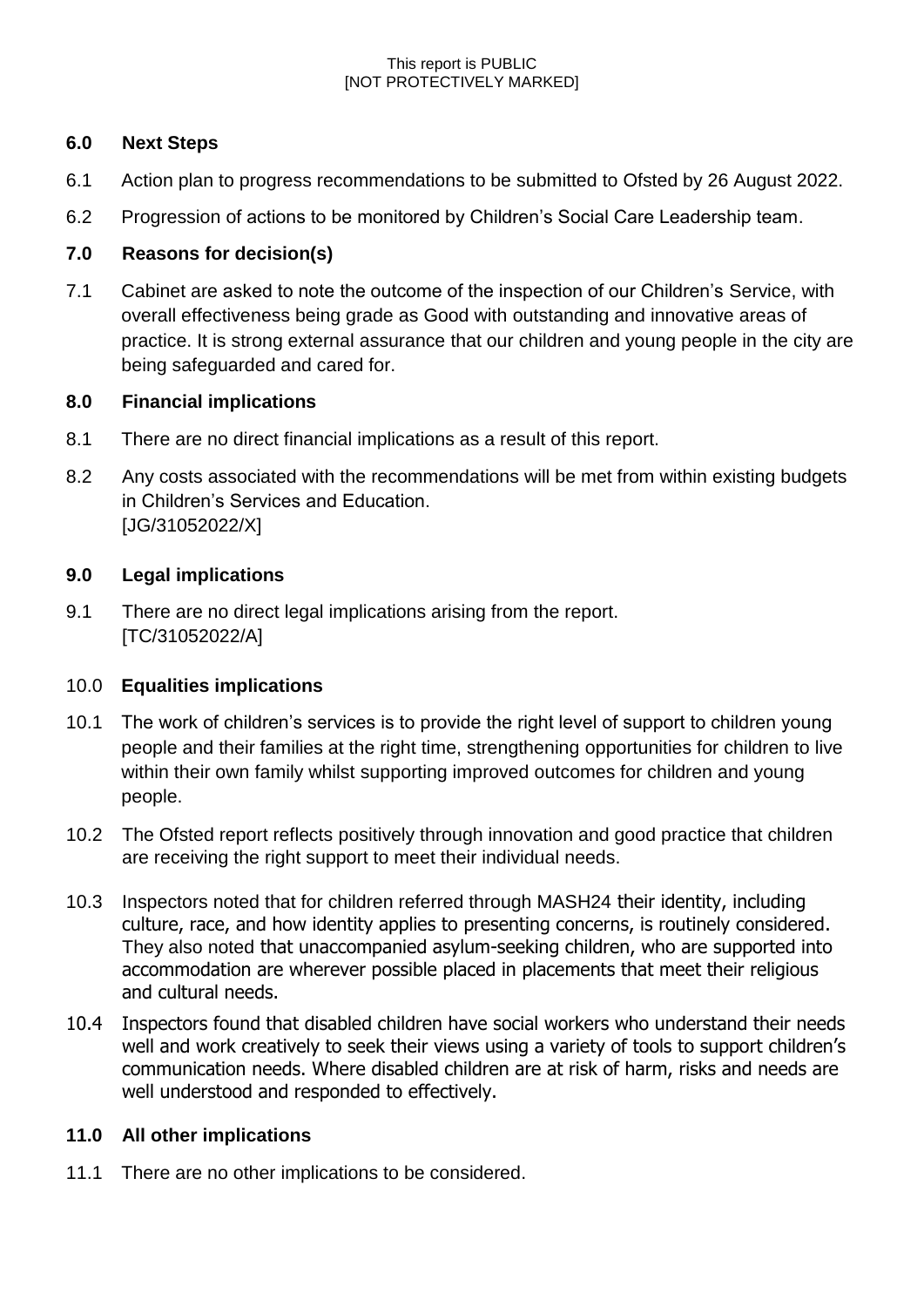## 6.0 Next Steps

6.1 Action plan to progress recommendations to be submitted to Ofsted by 26 August 2022.

6.2 Progression of actions to be monitored by Children's Social Care Leadership team.

## 7.0 Reasons for decision(s)

7.1 Cabinet are asked to note the outcome of the inspection of our Children's Service, with overall effectiveness being grade as Good with outstanding and innovative areas of practice. It is strong external assurance that our children and young people in the city are being safeguarded and cared for.

## 8.0 Financial implications

8.1 There are no direct financial implications as a result of this report.

8.2 Any costs associated with the recommendations will be met from within existing budgets in Children's Services and Education.
[JG/31052022/X]

## 9.0 Legal implications

9.1 There are no direct legal implications arising from the report.
[TC/31052022/A]

## 10.0 Equalities implications

10.1 The work of children's services is to provide the right level of support to children young people and their families at the right time, strengthening opportunities for children to live within their own family whilst supporting improved outcomes for children and young people.

10.2 The Ofsted report reflects positively through innovation and good practice that children are receiving the right support to meet their individual needs.

10.3 Inspectors noted that for children referred through MASH24 their identity, including culture, race, and how identity applies to presenting concerns, is routinely considered. They also noted that unaccompanied asylum-seeking children, who are supported into accommodation are wherever possible placed in placements that meet their religious and cultural needs.

10.4 Inspectors found that disabled children have social workers who understand their needs well and work creatively to seek their views using a variety of tools to support children's communication needs. Where disabled children are at risk of harm, risks and needs are well understood and responded to effectively.

## 11.0 All other implications

11.1 There are no other implications to be considered.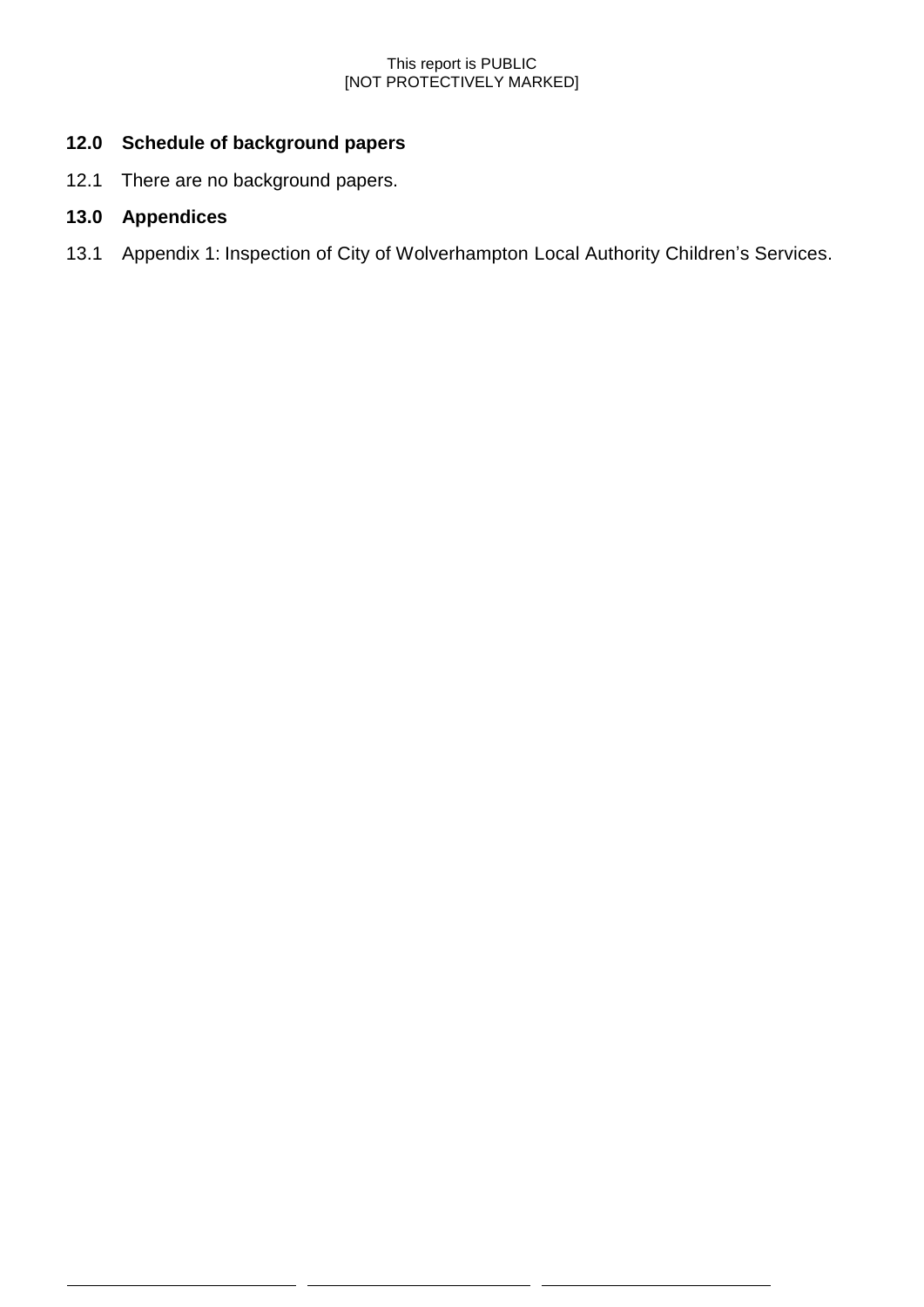## 12.0 Schedule of background papers

12.1 There are no background papers.

## 13.0 Appendices

13.1 Appendix 1: Inspection of City of Wolverhampton Local Authority Children's Services.